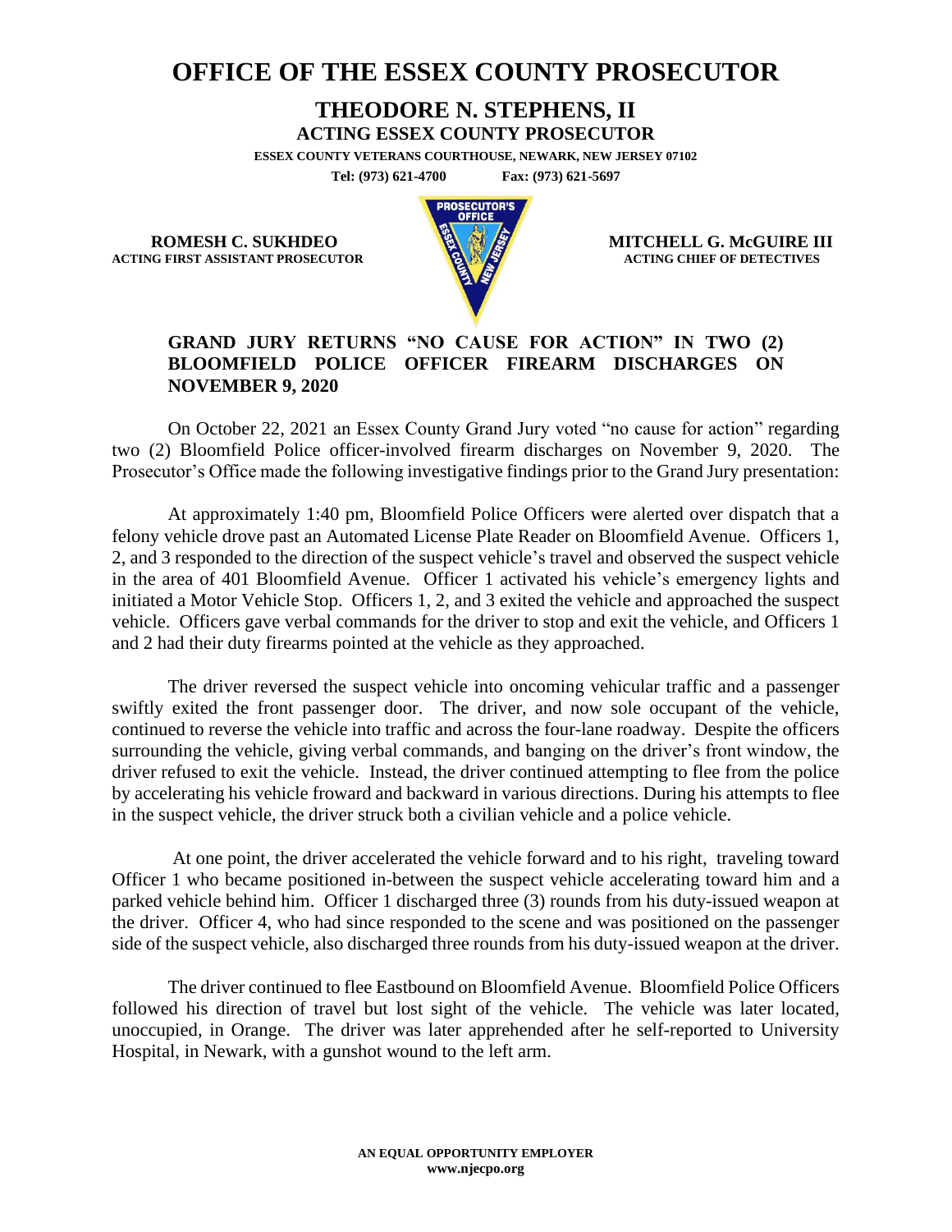# OFFICE OF THE ESSEX COUNTY PROSECUTOR

## THEODORE N. STEPHENS, II

**ACTING ESSEX COUNTY PROSECUTOR**

**ESSEX COUNTY VETERANS COURTHOUSE, NEWARK, NEW JERSEY 07102**

**Tel: (973) 621-4700 Fax: (973) 621-5697**

**ROMESH C. SUKHDEO**
**ACTING FIRST ASSISTANT PROSECUTOR**

**MITCHELL G. McGUIRE III**
**ACTING CHIEF OF DETECTIVES**

### GRAND JURY RETURNS "NO CAUSE FOR ACTION" IN TWO (2) BLOOMFIELD POLICE OFFICER FIREARM DISCHARGES ON NOVEMBER 9, 2020

On October 22, 2021 an Essex County Grand Jury voted "no cause for action" regarding two (2) Bloomfield Police officer-involved firearm discharges on November 9, 2020. The Prosecutor's Office made the following investigative findings prior to the Grand Jury presentation:

At approximately 1:40 pm, Bloomfield Police Officers were alerted over dispatch that a felony vehicle drove past an Automated License Plate Reader on Bloomfield Avenue. Officers 1, 2, and 3 responded to the direction of the suspect vehicle's travel and observed the suspect vehicle in the area of 401 Bloomfield Avenue. Officer 1 activated his vehicle's emergency lights and initiated a Motor Vehicle Stop. Officers 1, 2, and 3 exited the vehicle and approached the suspect vehicle. Officers gave verbal commands for the driver to stop and exit the vehicle, and Officers 1 and 2 had their duty firearms pointed at the vehicle as they approached.

The driver reversed the suspect vehicle into oncoming vehicular traffic and a passenger swiftly exited the front passenger door. The driver, and now sole occupant of the vehicle, continued to reverse the vehicle into traffic and across the four-lane roadway. Despite the officers surrounding the vehicle, giving verbal commands, and banging on the driver's front window, the driver refused to exit the vehicle. Instead, the driver continued attempting to flee from the police by accelerating his vehicle froward and backward in various directions. During his attempts to flee in the suspect vehicle, the driver struck both a civilian vehicle and a police vehicle.

At one point, the driver accelerated the vehicle forward and to his right, traveling toward Officer 1 who became positioned in-between the suspect vehicle accelerating toward him and a parked vehicle behind him. Officer 1 discharged three (3) rounds from his duty-issued weapon at the driver. Officer 4, who had since responded to the scene and was positioned on the passenger side of the suspect vehicle, also discharged three rounds from his duty-issued weapon at the driver.

The driver continued to flee Eastbound on Bloomfield Avenue. Bloomfield Police Officers followed his direction of travel but lost sight of the vehicle. The vehicle was later located, unoccupied, in Orange. The driver was later apprehended after he self-reported to University Hospital, in Newark, with a gunshot wound to the left arm.

**AN EQUAL OPPORTUNITY EMPLOYER**
**www.njecpo.org**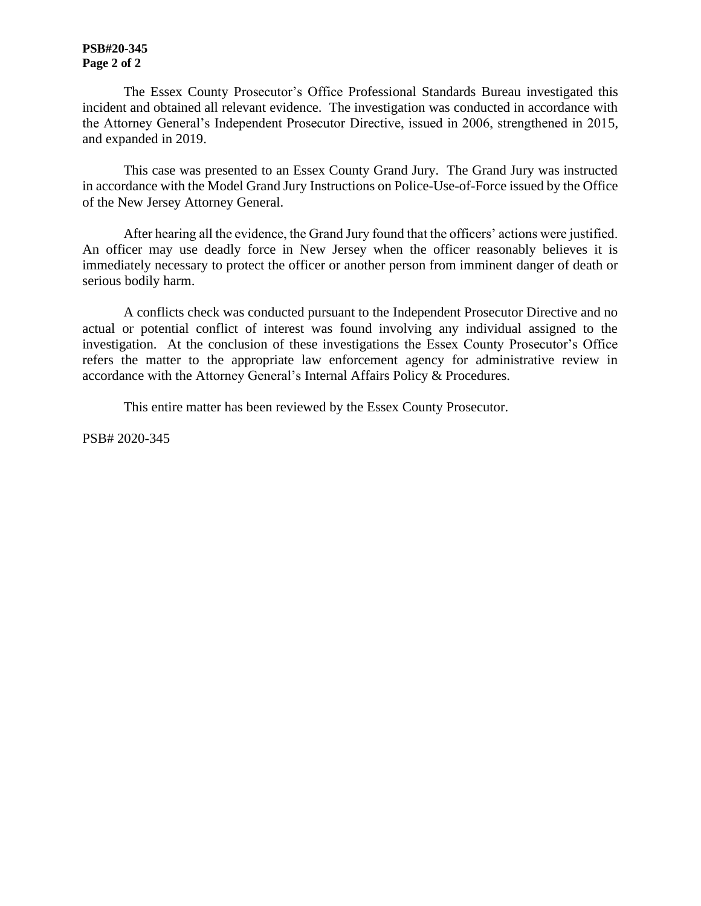The Essex County Prosecutor's Office Professional Standards Bureau investigated this incident and obtained all relevant evidence. The investigation was conducted in accordance with the Attorney General's Independent Prosecutor Directive, issued in 2006, strengthened in 2015, and expanded in 2019.

This case was presented to an Essex County Grand Jury. The Grand Jury was instructed in accordance with the Model Grand Jury Instructions on Police-Use-of-Force issued by the Office of the New Jersey Attorney General.

After hearing all the evidence, the Grand Jury found that the officers' actions were justified. An officer may use deadly force in New Jersey when the officer reasonably believes it is immediately necessary to protect the officer or another person from imminent danger of death or serious bodily harm.

A conflicts check was conducted pursuant to the Independent Prosecutor Directive and no actual or potential conflict of interest was found involving any individual assigned to the investigation. At the conclusion of these investigations the Essex County Prosecutor's Office refers the matter to the appropriate law enforcement agency for administrative review in accordance with the Attorney General's Internal Affairs Policy & Procedures.

This entire matter has been reviewed by the Essex County Prosecutor.

PSB# 2020-345